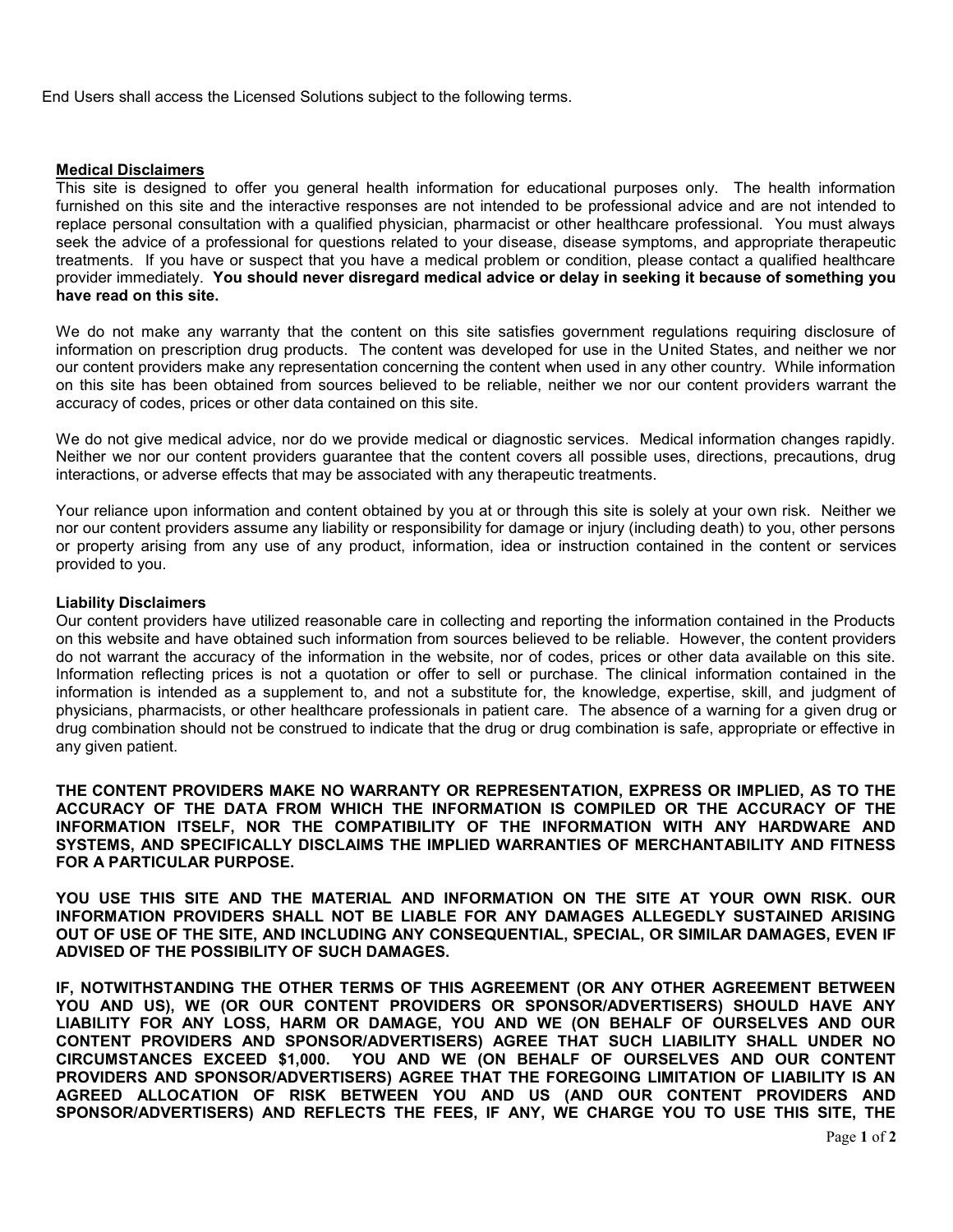End Users shall access the Licensed Solutions subject to the following terms.

## Medical Disclaimers

This site is designed to offer you general health information for educational purposes only. The health information furnished on this site and the interactive responses are not intended to be professional advice and are not intended to replace personal consultation with a qualified physician, pharmacist or other healthcare professional. You must always seek the advice of a professional for questions related to your disease, disease symptoms, and appropriate therapeutic treatments. If you have or suspect that you have a medical problem or condition, please contact a qualified healthcare provider immediately. **You should never disregard medical advice or delay in seeking it because of something you have read on this site.**

We do not make any warranty that the content on this site satisfies government regulations requiring disclosure of information on prescription drug products. The content was developed for use in the United States, and neither we nor our content providers make any representation concerning the content when used in any other country. While information on this site has been obtained from sources believed to be reliable, neither we nor our content providers warrant the accuracy of codes, prices or other data contained on this site.

We do not give medical advice, nor do we provide medical or diagnostic services. Medical information changes rapidly. Neither we nor our content providers guarantee that the content covers all possible uses, directions, precautions, drug interactions, or adverse effects that may be associated with any therapeutic treatments.

Your reliance upon information and content obtained by you at or through this site is solely at your own risk. Neither we nor our content providers assume any liability or responsibility for damage or injury (including death) to you, other persons or property arising from any use of any product, information, idea or instruction contained in the content or services provided to you.

## Liability Disclaimers

Our content providers have utilized reasonable care in collecting and reporting the information contained in the Products on this website and have obtained such information from sources believed to be reliable. However, the content providers do not warrant the accuracy of the information in the website, nor of codes, prices or other data available on this site. Information reflecting prices is not a quotation or offer to sell or purchase. The clinical information contained in the information is intended as a supplement to, and not a substitute for, the knowledge, expertise, skill, and judgment of physicians, pharmacists, or other healthcare professionals in patient care. The absence of a warning for a given drug or drug combination should not be construed to indicate that the drug or drug combination is safe, appropriate or effective in any given patient.

**THE CONTENT PROVIDERS MAKE NO WARRANTY OR REPRESENTATION, EXPRESS OR IMPLIED, AS TO THE ACCURACY OF THE DATA FROM WHICH THE INFORMATION IS COMPILED OR THE ACCURACY OF THE INFORMATION ITSELF, NOR THE COMPATIBILITY OF THE INFORMATION WITH ANY HARDWARE AND SYSTEMS, AND SPECIFICALLY DISCLAIMS THE IMPLIED WARRANTIES OF MERCHANTABILITY AND FITNESS FOR A PARTICULAR PURPOSE.**

**YOU USE THIS SITE AND THE MATERIAL AND INFORMATION ON THE SITE AT YOUR OWN RISK. OUR INFORMATION PROVIDERS SHALL NOT BE LIABLE FOR ANY DAMAGES ALLEGEDLY SUSTAINED ARISING OUT OF USE OF THE SITE, AND INCLUDING ANY CONSEQUENTIAL, SPECIAL, OR SIMILAR DAMAGES, EVEN IF ADVISED OF THE POSSIBILITY OF SUCH DAMAGES.**

**IF, NOTWITHSTANDING THE OTHER TERMS OF THIS AGREEMENT (OR ANY OTHER AGREEMENT BETWEEN YOU AND US), WE (OR OUR CONTENT PROVIDERS OR SPONSOR/ADVERTISERS) SHOULD HAVE ANY LIABILITY FOR ANY LOSS, HARM OR DAMAGE, YOU AND WE (ON BEHALF OF OURSELVES AND OUR CONTENT PROVIDERS AND SPONSOR/ADVERTISERS) AGREE THAT SUCH LIABILITY SHALL UNDER NO CIRCUMSTANCES EXCEED $1,000. YOU AND WE (ON BEHALF OF OURSELVES AND OUR CONTENT PROVIDERS AND SPONSOR/ADVERTISERS) AGREE THAT THE FOREGOING LIMITATION OF LIABILITY IS AN AGREED ALLOCATION OF RISK BETWEEN YOU AND US (AND OUR CONTENT PROVIDERS AND SPONSOR/ADVERTISERS) AND REFLECTS THE FEES, IF ANY, WE CHARGE YOU TO USE THIS SITE, THE**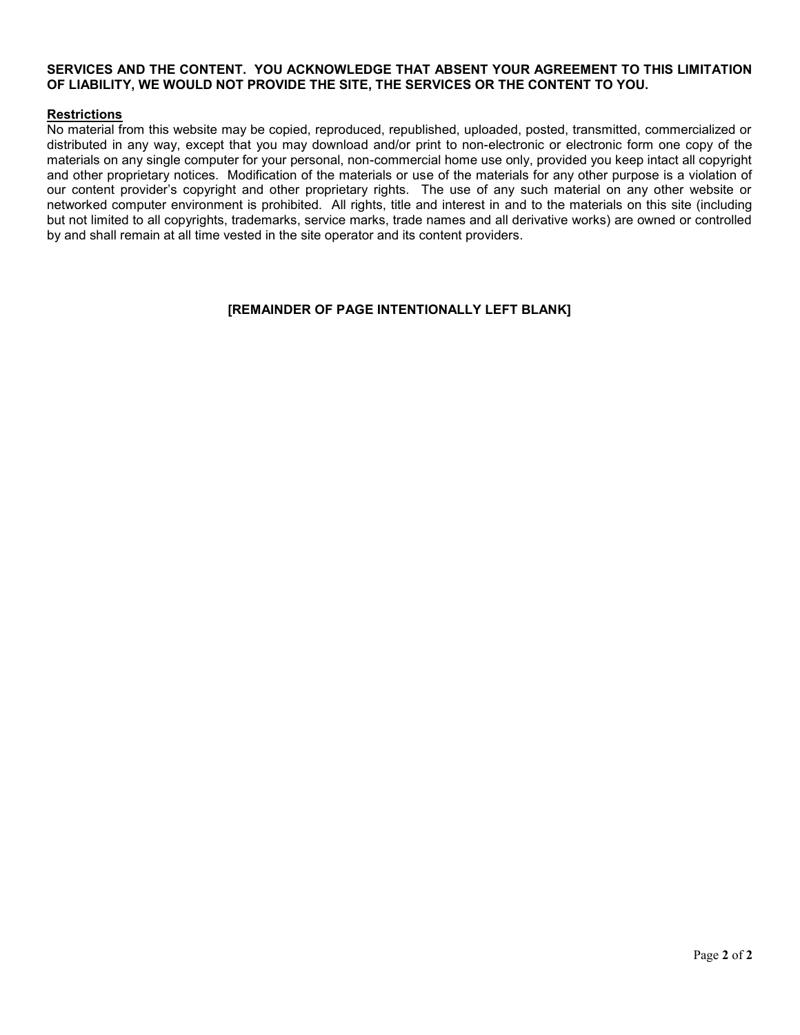**SERVICES AND THE CONTENT. YOU ACKNOWLEDGE THAT ABSENT YOUR AGREEMENT TO THIS LIMITATION OF LIABILITY, WE WOULD NOT PROVIDE THE SITE, THE SERVICES OR THE CONTENT TO YOU.**

**Restrictions**

No material from this website may be copied, reproduced, republished, uploaded, posted, transmitted, commercialized or distributed in any way, except that you may download and/or print to non-electronic or electronic form one copy of the materials on any single computer for your personal, non-commercial home use only, provided you keep intact all copyright and other proprietary notices. Modification of the materials or use of the materials for any other purpose is a violation of our content provider's copyright and other proprietary rights. The use of any such material on any other website or networked computer environment is prohibited. All rights, title and interest in and to the materials on this site (including but not limited to all copyrights, trademarks, service marks, trade names and all derivative works) are owned or controlled by and shall remain at all time vested in the site operator and its content providers.

**[REMAINDER OF PAGE INTENTIONALLY LEFT BLANK]**